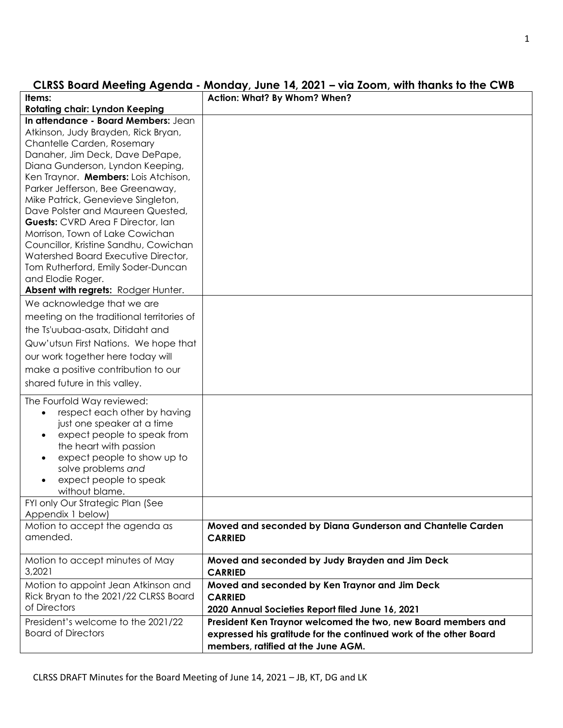# CLRSS Board Meeting Agenda - Monday, June 14, 2021 – via Zoom, with thanks to the CWB

| Items: **Rotating chair: Lyndon Keeping** | Action: What? By Whom? When? |
|---|---|
| **In attendance - Board Members:** Jean Atkinson, Judy Brayden, Rick Bryan, Chantelle Carden, Rosemary Danaher, Jim Deck, Dave DePape, Diana Gunderson, Lyndon Keeping, Ken Traynor. **Members:** Lois Atchison, Parker Jefferson, Bee Greenaway, Mike Patrick, Genevieve Singleton, Dave Polster and Maureen Quested, **Guests:** CVRD Area F Director, Ian Morrison, Town of Lake Cowichan Councillor, Kristine Sandhu, Cowichan Watershed Board Executive Director, Tom Rutherford, Emily Soder-Duncan and Elodie Roger. **Absent with regrets:** Rodger Hunter. | |
| We acknowledge that we are meeting on the traditional territories of the Ts'uubaa-asatx, Ditidaht and Quw'utsun First Nations. We hope that our work together here today will make a positive contribution to our shared future in this valley. | |
| The Fourfold Way reviewed: <br>• respect each other by having just one speaker at a time <br>• expect people to speak from the heart with passion <br>• expect people to show up to solve problems *and* <br>• expect people to speak without blame. | |
| FYI only Our Strategic Plan (See Appendix 1 below) | |
| Motion to accept the agenda as amended. | **Moved and seconded by Diana Gunderson and Chantelle Carden CARRIED** |
| Motion to accept minutes of May 3,2021 | **Moved and seconded by Judy Brayden and Jim Deck CARRIED** |
| Motion to appoint Jean Atkinson and Rick Bryan to the 2021/22 CLRSS Board of Directors | **Moved and seconded by Ken Traynor and Jim Deck CARRIED** <br>**2020 Annual Societies Report filed June 16, 2021** |
| President's welcome to the 2021/22 Board of Directors | **President Ken Traynor welcomed the two, new Board members and expressed his gratitude for the continued work of the other Board members, ratified at the June AGM.** |

CLRSS DRAFT Minutes for the Board Meeting of June 14, 2021 – JB, KT, DG and LK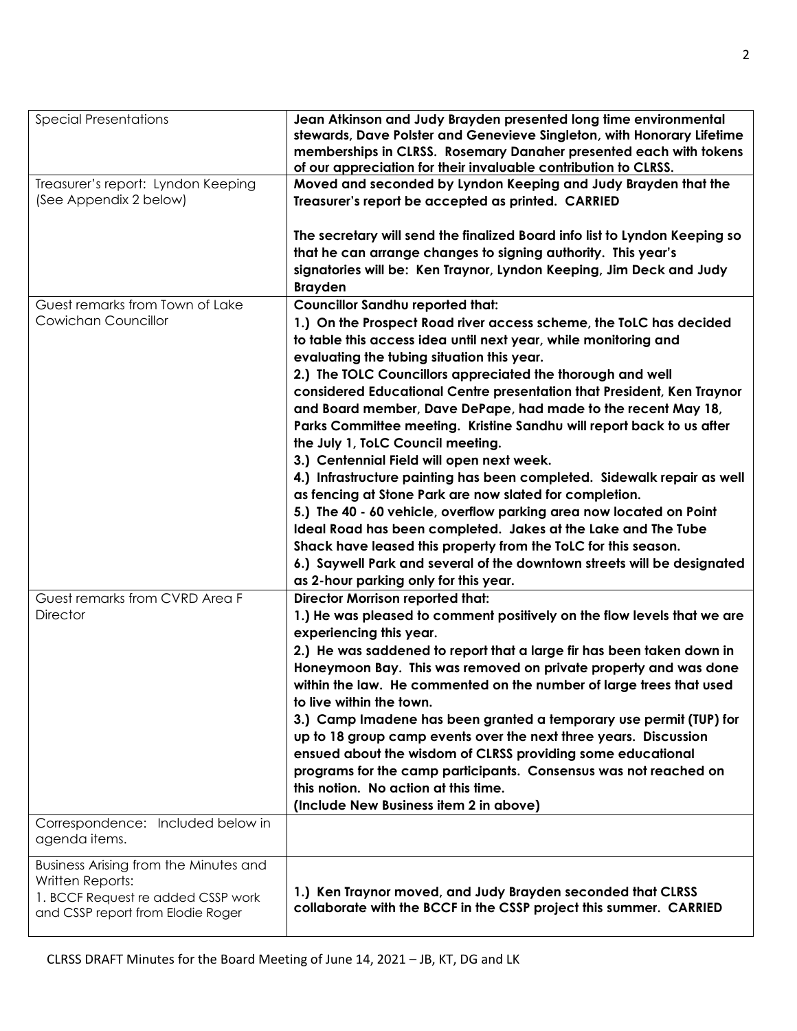| | |
|---|---|
| Special Presentations | **Jean Atkinson and Judy Brayden presented long time environmental stewards, Dave Polster and Genevieve Singleton, with Honorary Lifetime memberships in CLRSS. Rosemary Danaher presented each with tokens of our appreciation for their invaluable contribution to CLRSS.** |
| Treasurer's report: Lyndon Keeping (See Appendix 2 below) | **Moved and seconded by Lyndon Keeping and Judy Brayden that the Treasurer's report be accepted as printed. CARRIED**<br><br>**The secretary will send the finalized Board info list to Lyndon Keeping so that he can arrange changes to signing authority. This year's signatories will be: Ken Traynor, Lyndon Keeping, Jim Deck and Judy Brayden** |
| Guest remarks from Town of Lake Cowichan Councillor | **Councillor Sandhu reported that:**<br>**1.) On the Prospect Road river access scheme, the ToLC has decided to table this access idea until next year, while monitoring and evaluating the tubing situation this year.**<br>**2.) The TOLC Councillors appreciated the thorough and well considered Educational Centre presentation that President, Ken Traynor and Board member, Dave DePape, had made to the recent May 18, Parks Committee meeting. Kristine Sandhu will report back to us after the July 1, ToLC Council meeting.**<br>**3.) Centennial Field will open next week.**<br>**4.) Infrastructure painting has been completed. Sidewalk repair as well as fencing at Stone Park are now slated for completion.**<br>**5.) The 40 - 60 vehicle, overflow parking area now located on Point Ideal Road has been completed. Jakes at the Lake and The Tube Shack have leased this property from the ToLC for this season.**<br>**6.) Saywell Park and several of the downtown streets will be designated as 2-hour parking only for this year.** |
| Guest remarks from CVRD Area F Director | **Director Morrison reported that:**<br>**1.) He was pleased to comment positively on the flow levels that we are experiencing this year.**<br>**2.) He was saddened to report that a large fir has been taken down in Honeymoon Bay. This was removed on private property and was done within the law. He commented on the number of large trees that used to live within the town.**<br>**3.) Camp Imadene has been granted a temporary use permit (TUP) for up to 18 group camp events over the next three years. Discussion ensued about the wisdom of CLRSS providing some educational programs for the camp participants. Consensus was not reached on this notion. No action at this time.**<br>**(Include New Business item 2 in above)** |
| Correspondence: Included below in agenda items. | |
| Business Arising from the Minutes and Written Reports:<br>1. BCCF Request re added CSSP work and CSSP report from Elodie Roger | **1.) Ken Traynor moved, and Judy Brayden seconded that CLRSS collaborate with the BCCF in the CSSP project this summer. CARRIED** |

CLRSS DRAFT Minutes for the Board Meeting of June 14, 2021 – JB, KT, DG and LK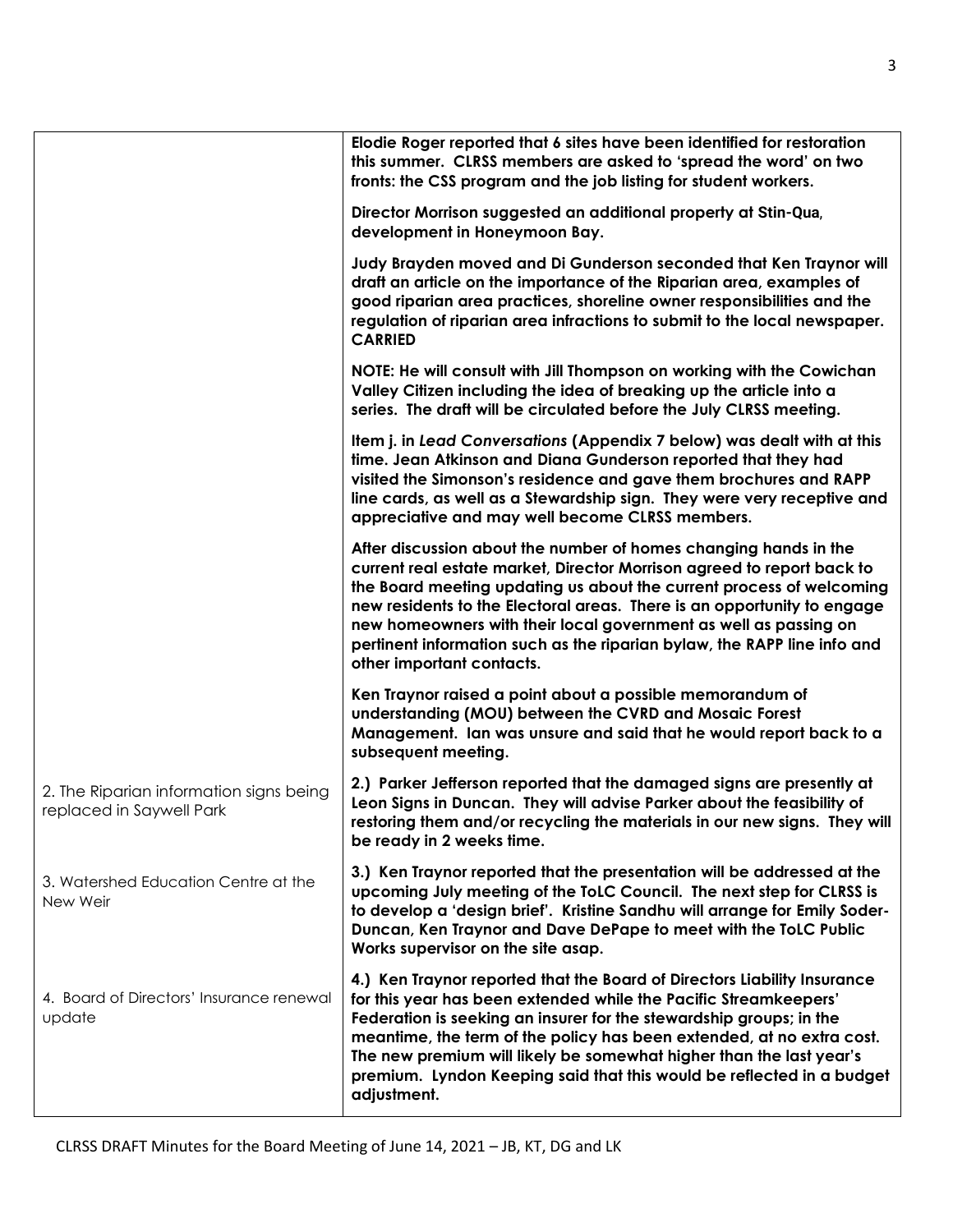| | |
|---|---|
| | **Elodie Roger reported that 6 sites have been identified for restoration this summer. CLRSS members are asked to 'spread the word' on two fronts: the CSS program and the job listing for student workers.**<br><br>**Director Morrison suggested an additional property at Stin-Qua, development in Honeymoon Bay.**<br><br>**Judy Brayden moved and Di Gunderson seconded that Ken Traynor will draft an article on the importance of the Riparian area, examples of good riparian area practices, shoreline owner responsibilities and the regulation of riparian area infractions to submit to the local newspaper. CARRIED**<br><br>**NOTE: He will consult with Jill Thompson on working with the Cowichan Valley Citizen including the idea of breaking up the article into a series. The draft will be circulated before the July CLRSS meeting.**<br><br>**Item j. in *Lead Conversations* (Appendix 7 below) was dealt with at this time. Jean Atkinson and Diana Gunderson reported that they had visited the Simonson's residence and gave them brochures and RAPP line cards, as well as a Stewardship sign. They were very receptive and appreciative and may well become CLRSS members.**<br><br>**After discussion about the number of homes changing hands in the current real estate market, Director Morrison agreed to report back to the Board meeting updating us about the current process of welcoming new residents to the Electoral areas. There is an opportunity to engage new homeowners with their local government as well as passing on pertinent information such as the riparian bylaw, the RAPP line info and other important contacts.**<br><br>**Ken Traynor raised a point about a possible memorandum of understanding (MOU) between the CVRD and Mosaic Forest Management. Ian was unsure and said that he would report back to a subsequent meeting.** |
| 2. The Riparian information signs being replaced in Saywell Park | **2.) Parker Jefferson reported that the damaged signs are presently at Leon Signs in Duncan. They will advise Parker about the feasibility of restoring them and/or recycling the materials in our new signs. They will be ready in 2 weeks time.** |
| 3. Watershed Education Centre at the New Weir | **3.) Ken Traynor reported that the presentation will be addressed at the upcoming July meeting of the ToLC Council. The next step for CLRSS is to develop a 'design brief'. Kristine Sandhu will arrange for Emily Soder-Duncan, Ken Traynor and Dave DePape to meet with the ToLC Public Works supervisor on the site asap.** |
| 4. Board of Directors' Insurance renewal update | **4.) Ken Traynor reported that the Board of Directors Liability Insurance for this year has been extended while the Pacific Streamkeepers' Federation is seeking an insurer for the stewardship groups; in the meantime, the term of the policy has been extended, at no extra cost. The new premium will likely be somewhat higher than the last year's premium. Lyndon Keeping said that this would be reflected in a budget adjustment.** |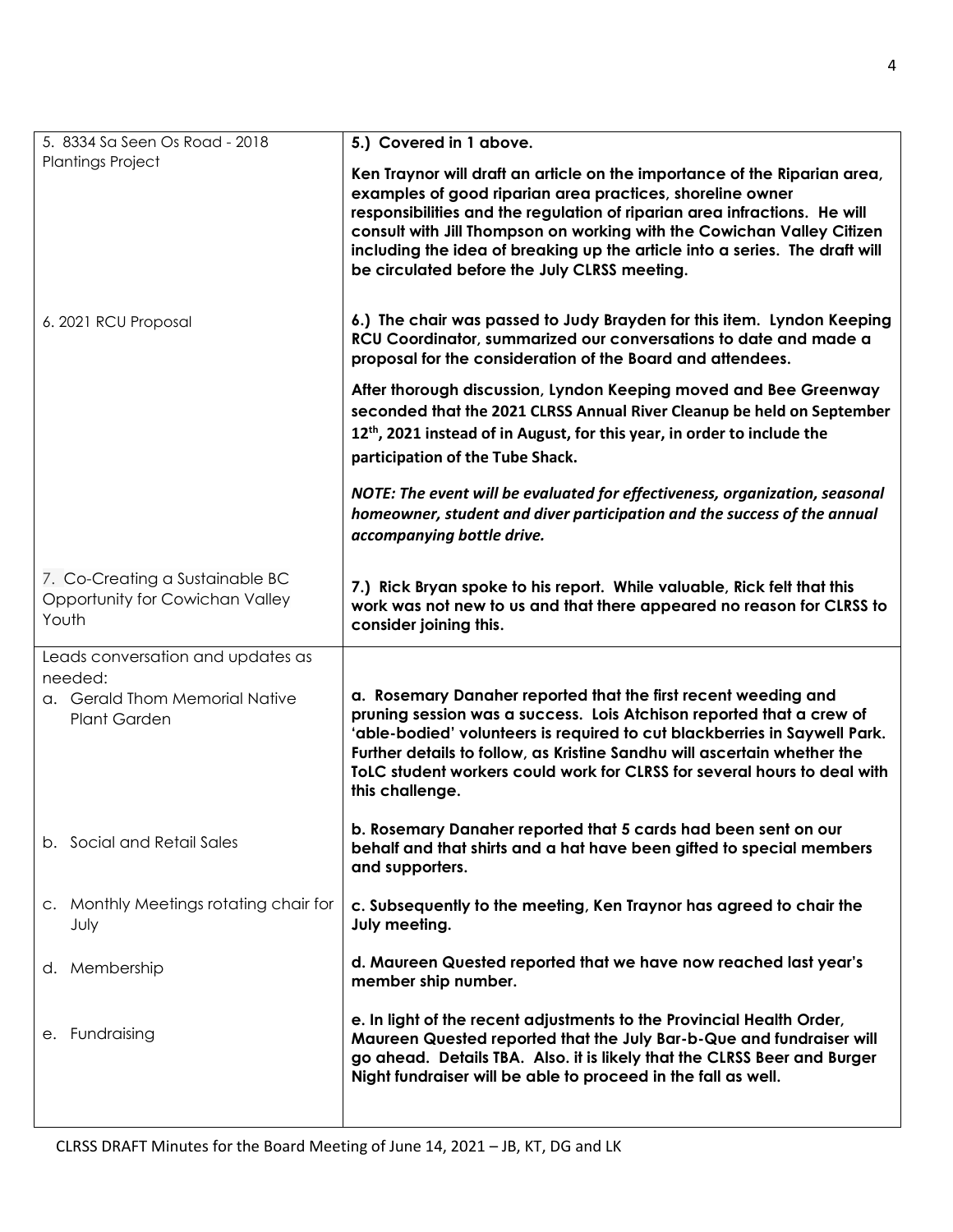| | |
|---|---|
| 5. 8334 Sa Seen Os Road - 2018 Plantings Project | **5.) Covered in 1 above.**<br><br>**Ken Traynor will draft an article on the importance of the Riparian area, examples of good riparian area practices, shoreline owner responsibilities and the regulation of riparian area infractions. He will consult with Jill Thompson on working with the Cowichan Valley Citizen including the idea of breaking up the article into a series. The draft will be circulated before the July CLRSS meeting.** |
| 6. 2021 RCU Proposal | **6.) The chair was passed to Judy Brayden for this item. Lyndon Keeping RCU Coordinator, summarized our conversations to date and made a proposal for the consideration of the Board and attendees.**<br><br>**After thorough discussion, Lyndon Keeping moved and Bee Greenway seconded that the 2021 CLRSS Annual River Cleanup be held on September 12th, 2021 instead of in August, for this year, in order to include the participation of the Tube Shack.**<br><br>***NOTE: The event will be evaluated for effectiveness, organization, seasonal homeowner, student and diver participation and the success of the annual accompanying bottle drive.*** |
| 7. Co-Creating a Sustainable BC Opportunity for Cowichan Valley Youth | **7.) Rick Bryan spoke to his report. While valuable, Rick felt that this work was not new to us and that there appeared no reason for CLRSS to consider joining this.** |
| Leads conversation and updates as needed:<br>a. Gerald Thom Memorial Native Plant Garden | **a. Rosemary Danaher reported that the first recent weeding and pruning session was a success. Lois Atchison reported that a crew of 'able-bodied' volunteers is required to cut blackberries in Saywell Park. Further details to follow, as Kristine Sandhu will ascertain whether the ToLC student workers could work for CLRSS for several hours to deal with this challenge.** |
| b. Social and Retail Sales | **b. Rosemary Danaher reported that 5 cards had been sent on our behalf and that shirts and a hat have been gifted to special members and supporters.** |
| c. Monthly Meetings rotating chair for July | **c. Subsequently to the meeting, Ken Traynor has agreed to chair the July meeting.** |
| d. Membership | **d. Maureen Quested reported that we have now reached last year's member ship number.** |
| e. Fundraising | **e. In light of the recent adjustments to the Provincial Health Order, Maureen Quested reported that the July Bar-b-Que and fundraiser will go ahead. Details TBA. Also. it is likely that the CLRSS Beer and Burger Night fundraiser will be able to proceed in the fall as well.** |

CLRSS DRAFT Minutes for the Board Meeting of June 14, 2021 – JB, KT, DG and LK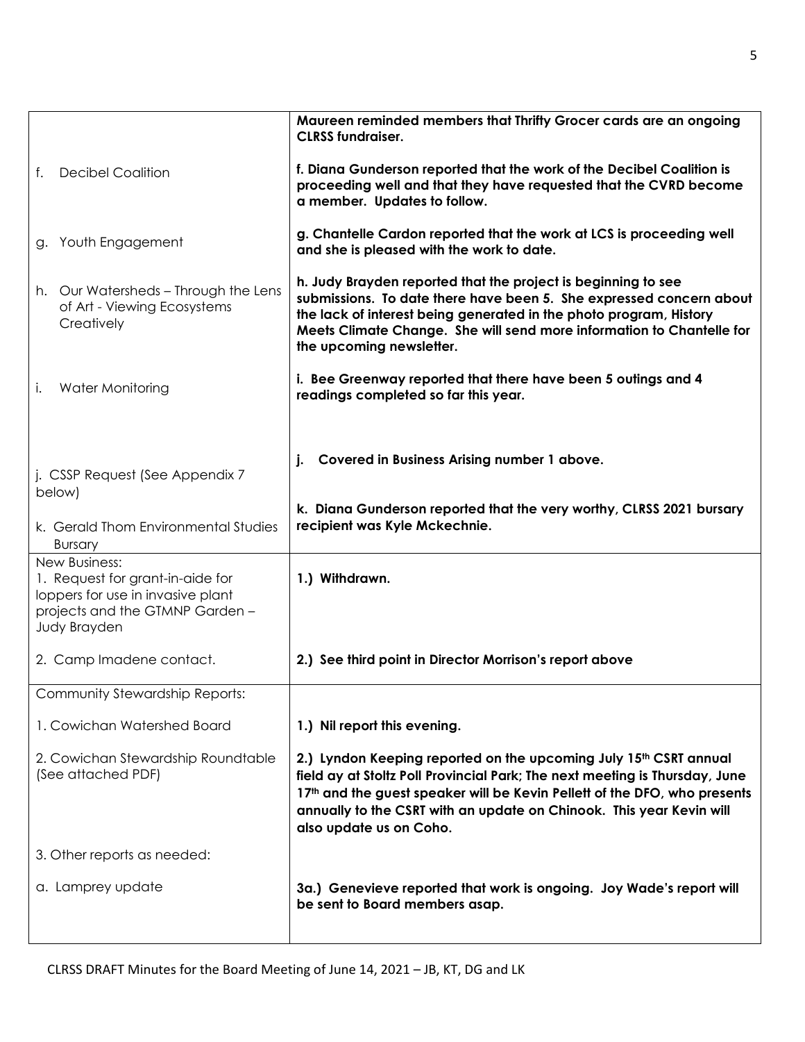| | |
|---|---|
| | **Maureen reminded members that Thrifty Grocer cards are an ongoing CLRSS fundraiser.** |
| f. Decibel Coalition | **f. Diana Gunderson reported that the work of the Decibel Coalition is proceeding well and that they have requested that the CVRD become a member. Updates to follow.** |
| g. Youth Engagement | **g. Chantelle Cardon reported that the work at LCS is proceeding well and she is pleased with the work to date.** |
| h. Our Watersheds – Through the Lens of Art - Viewing Ecosystems Creatively | **h. Judy Brayden reported that the project is beginning to see submissions. To date there have been 5. She expressed concern about the lack of interest being generated in the photo program, History Meets Climate Change. She will send more information to Chantelle for the upcoming newsletter.** |
| i. Water Monitoring | **i. Bee Greenway reported that there have been 5 outings and 4 readings completed so far this year.** |
| j. CSSP Request (See Appendix 7 below) | **j. Covered in Business Arising number 1 above.** |
| k. Gerald Thom Environmental Studies Bursary | **k. Diana Gunderson reported that the very worthy, CLRSS 2021 bursary recipient was Kyle Mckechnie.** |
| New Business:<br>1. Request for grant-in-aide for loppers for use in invasive plant projects and the GTMNP Garden – Judy Brayden | **1.) Withdrawn.** |
| 2. Camp Imadene contact. | **2.) See third point in Director Morrison's report above** |
| Community Stewardship Reports: | |
| 1. Cowichan Watershed Board | **1.) Nil report this evening.** |
| 2. Cowichan Stewardship Roundtable (See attached PDF) | **2.) Lyndon Keeping reported on the upcoming July 15th CSRT annual field ay at Stoltz Poll Provincial Park; The next meeting is Thursday, June 17th and the guest speaker will be Kevin Pellett of the DFO, who presents annually to the CSRT with an update on Chinook. This year Kevin will also update us on Coho.** |
| 3. Other reports as needed: | |
| a. Lamprey update | **3a.) Genevieve reported that work is ongoing. Joy Wade's report will be sent to Board members asap.** |

CLRSS DRAFT Minutes for the Board Meeting of June 14, 2021 – JB, KT, DG and LK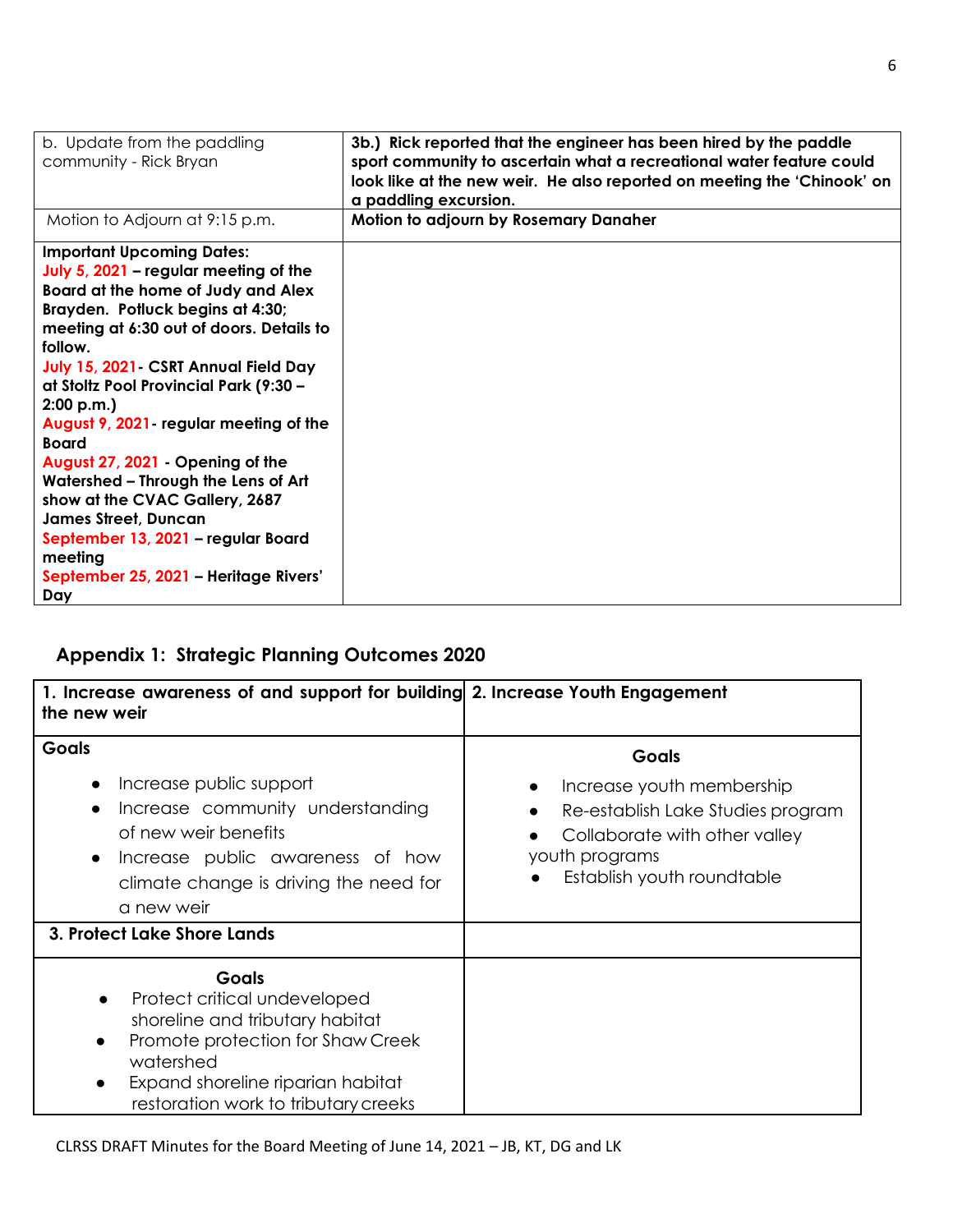| b. Update from the paddling community - Rick Bryan | **3b.) Rick reported that the engineer has been hired by the paddle sport community to ascertain what a recreational water feature could look like at the new weir. He also reported on meeting the 'Chinook' on a paddling excursion.** |
|---|---|
| Motion to Adjourn at 9:15 p.m. | **Motion to adjourn by Rosemary Danaher** |
| **Important Upcoming Dates:**<br>**July 5, 2021 – regular meeting of the Board at the home of Judy and Alex Brayden. Potluck begins at 4:30; meeting at 6:30 out of doors. Details to follow.**<br>**July 15, 2021- CSRT Annual Field Day at Stoltz Pool Provincial Park (9:30 – 2:00 p.m.)**<br>**August 9, 2021- regular meeting of the Board**<br>**August 27, 2021 - Opening of the Watershed – Through the Lens of Art show at the CVAC Gallery, 2687 James Street, Duncan**<br>**September 13, 2021 – regular Board meeting**<br>**September 25, 2021 – Heritage Rivers' Day** | |

## Appendix 1: Strategic Planning Outcomes 2020

| **1. Increase awareness of and support for building the new weir** | **2. Increase Youth Engagement** |
|---|---|
| **Goals**<br>• Increase public support<br>• Increase community understanding of new weir benefits<br>• Increase public awareness of how climate change is driving the need for a new weir | **Goals**<br>• Increase youth membership<br>• Re-establish Lake Studies program<br>• Collaborate with other valley youth programs<br>• Establish youth roundtable |
| **3. Protect Lake Shore Lands** | |
| **Goals**<br>• Protect critical undeveloped shoreline and tributary habitat<br>• Promote protection for Shaw Creek watershed<br>• Expand shoreline riparian habitat restoration work to tributary creeks | |

CLRSS DRAFT Minutes for the Board Meeting of June 14, 2021 – JB, KT, DG and LK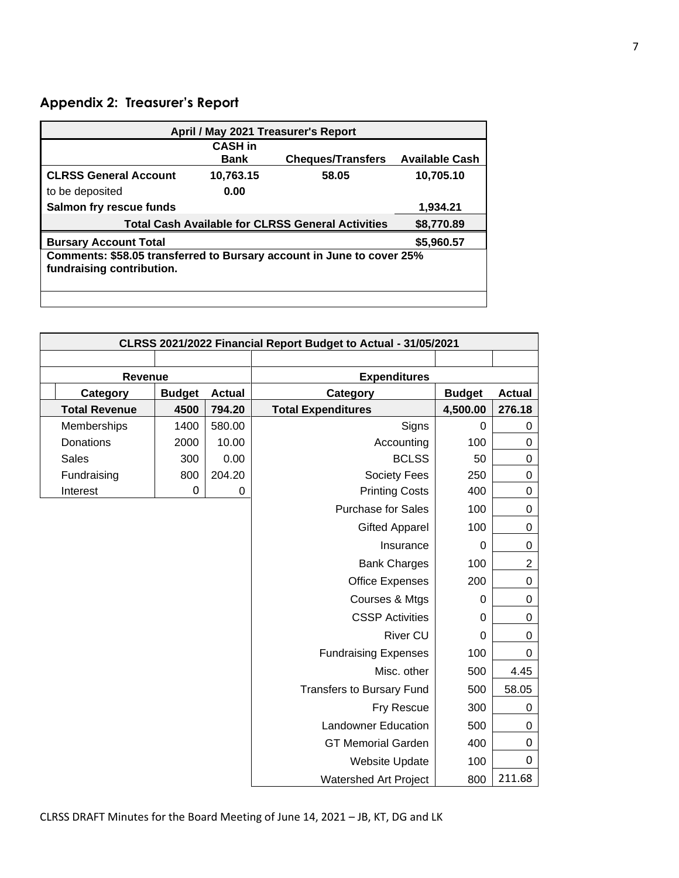## Appendix 2: Treasurer's Report

| April / May 2021 Treasurer's Report | | | |
|---|---|---|---|
| | **CASH in Bank** | **Cheques/Transfers** | **Available Cash** |
| **CLRSS General Account** | **10,763.15** | **58.05** | **10,705.10** |
| to be deposited | **0.00** | | |
| **Salmon fry rescue funds** | | | **1,934.21** |
| **Total Cash Available for CLRSS General Activities** | | | **$8,770.89** |
| **Bursary Account Total** | | | **$5,960.57** |
| **Comments: $58.05 transferred to Bursary account in June to cover 25% fundraising contribution.** | | | |

| CLRSS 2021/2022 Financial Report Budget to Actual - 31/05/2021 | | | | | |
|---|---|---|---|---|---|
| **Revenue** | | | **Expenditures** | | |
| **Category** | **Budget** | **Actual** | **Category** | **Budget** | **Actual** |
| **Total Revenue** | **4500** | **794.20** | **Total Expenditures** | **4,500.00** | **276.18** |
| Memberships | 1400 | 580.00 | Signs | 0 | 0 |
| Donations | 2000 | 10.00 | Accounting | 100 | 0 |
| Sales | 300 | 0.00 | BCLSS | 50 | 0 |
| Fundraising | 800 | 204.20 | Society Fees | 250 | 0 |
| Interest | 0 | 0 | Printing Costs | 400 | 0 |
| | | | Purchase for Sales | 100 | 0 |
| | | | Gifted Apparel | 100 | 0 |
| | | | Insurance | 0 | 0 |
| | | | Bank Charges | 100 | 2 |
| | | | Office Expenses | 200 | 0 |
| | | | Courses & Mtgs | 0 | 0 |
| | | | CSSP Activities | 0 | 0 |
| | | | River CU | 0 | 0 |
| | | | Fundraising Expenses | 100 | 0 |
| | | | Misc. other | 500 | 4.45 |
| | | | Transfers to Bursary Fund | 500 | 58.05 |
| | | | Fry Rescue | 300 | 0 |
| | | | Landowner Education | 500 | 0 |
| | | | GT Memorial Garden | 400 | 0 |
| | | | Website Update | 100 | 0 |
| | | | Watershed Art Project | 800 | 211.68 |

CLRSS DRAFT Minutes for the Board Meeting of June 14, 2021 – JB, KT, DG and LK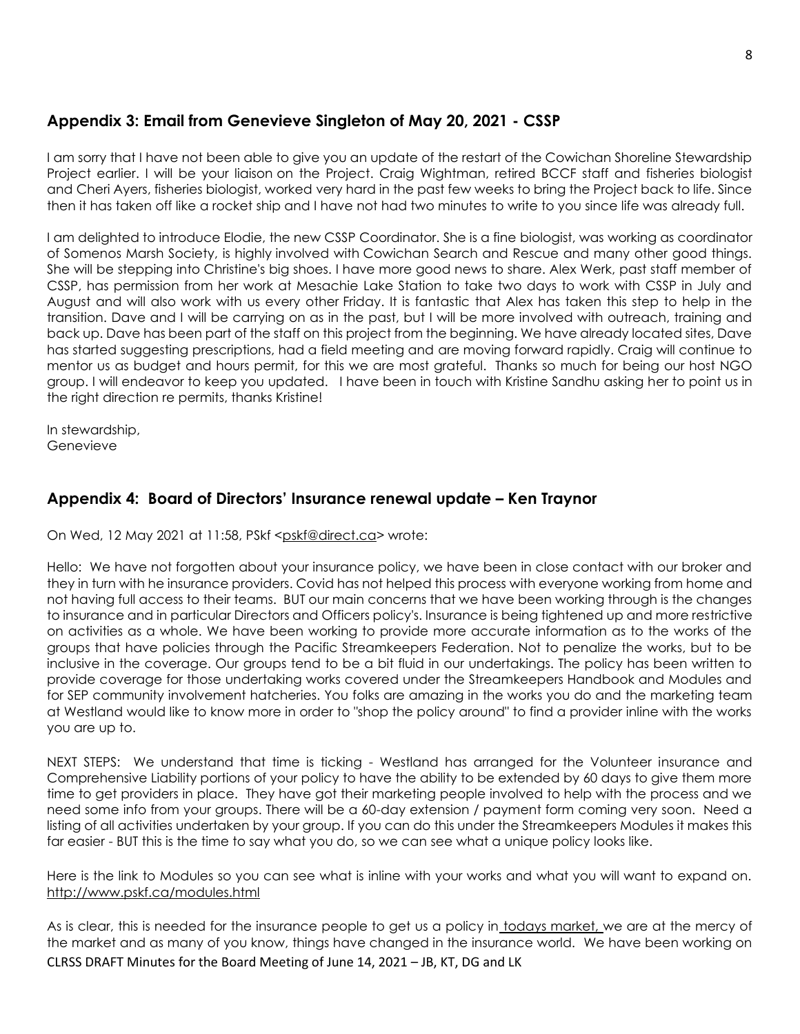## Appendix 3: Email from Genevieve Singleton of May 20, 2021 - CSSP

I am sorry that I have not been able to give you an update of the restart of the Cowichan Shoreline Stewardship Project earlier. I will be your liaison on the Project. Craig Wightman, retired BCCF staff and fisheries biologist and Cheri Ayers, fisheries biologist, worked very hard in the past few weeks to bring the Project back to life. Since then it has taken off like a rocket ship and I have not had two minutes to write to you since life was already full.

I am delighted to introduce Elodie, the new CSSP Coordinator. She is a fine biologist, was working as coordinator of Somenos Marsh Society, is highly involved with Cowichan Search and Rescue and many other good things. She will be stepping into Christine's big shoes. I have more good news to share. Alex Werk, past staff member of CSSP, has permission from her work at Mesachie Lake Station to take two days to work with CSSP in July and August and will also work with us every other Friday. It is fantastic that Alex has taken this step to help in the transition. Dave and I will be carrying on as in the past, but I will be more involved with outreach, training and back up. Dave has been part of the staff on this project from the beginning. We have already located sites, Dave has started suggesting prescriptions, had a field meeting and are moving forward rapidly. Craig will continue to mentor us as budget and hours permit, for this we are most grateful. Thanks so much for being our host NGO group. I will endeavor to keep you updated. I have been in touch with Kristine Sandhu asking her to point us in the right direction re permits, thanks Kristine!

In stewardship,
Genevieve

## Appendix 4: Board of Directors' Insurance renewal update – Ken Traynor

On Wed, 12 May 2021 at 11:58, PSkf <pskf@direct.ca> wrote:

Hello: We have not forgotten about your insurance policy, we have been in close contact with our broker and they in turn with he insurance providers. Covid has not helped this process with everyone working from home and not having full access to their teams. BUT our main concerns that we have been working through is the changes to insurance and in particular Directors and Officers policy's. Insurance is being tightened up and more restrictive on activities as a whole. We have been working to provide more accurate information as to the works of the groups that have policies through the Pacific Streamkeepers Federation. Not to penalize the works, but to be inclusive in the coverage. Our groups tend to be a bit fluid in our undertakings. The policy has been written to provide coverage for those undertaking works covered under the Streamkeepers Handbook and Modules and for SEP community involvement hatcheries. You folks are amazing in the works you do and the marketing team at Westland would like to know more in order to "shop the policy around" to find a provider inline with the works you are up to.

NEXT STEPS: We understand that time is ticking - Westland has arranged for the Volunteer insurance and Comprehensive Liability portions of your policy to have the ability to be extended by 60 days to give them more time to get providers in place. They have got their marketing people involved to help with the process and we need some info from your groups. There will be a 60-day extension / payment form coming very soon. Need a listing of all activities undertaken by your group. If you can do this under the Streamkeepers Modules it makes this far easier - BUT this is the time to say what you do, so we can see what a unique policy looks like.

Here is the link to Modules so you can see what is inline with your works and what you will want to expand on. http://www.pskf.ca/modules.html

As is clear, this is needed for the insurance people to get us a policy in todays market, we are at the mercy of the market and as many of you know, things have changed in the insurance world. We have been working on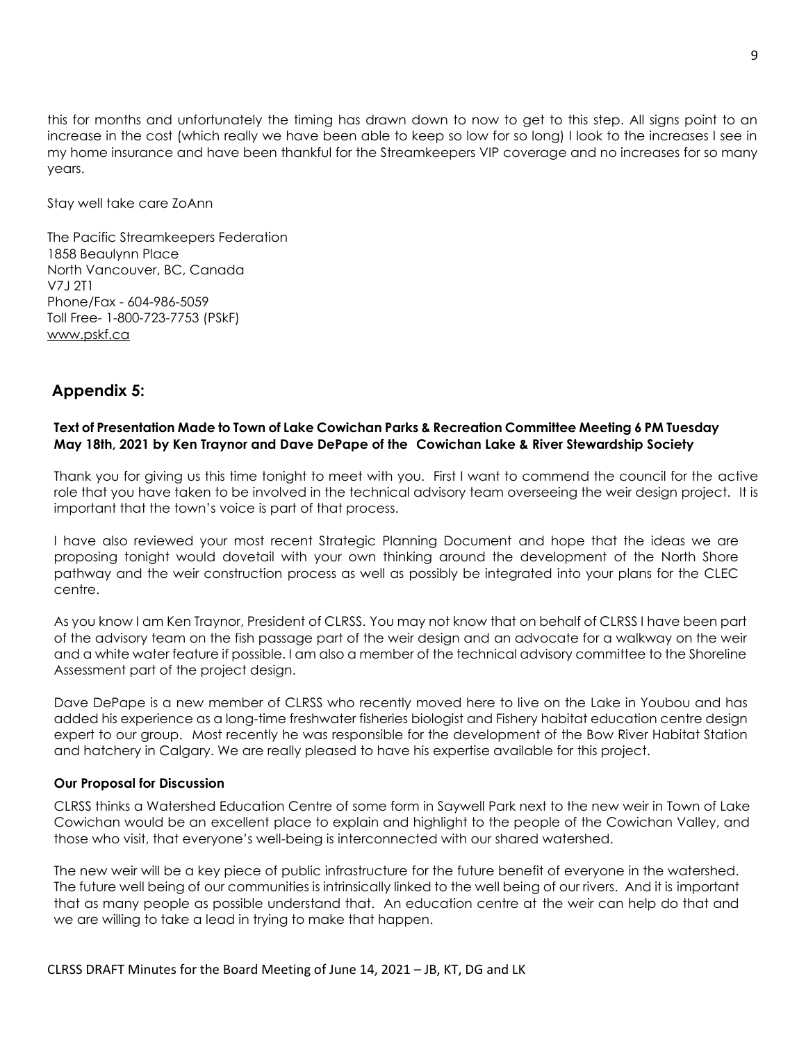this for months and unfortunately the timing has drawn down to now to get to this step. All signs point to an increase in the cost (which really we have been able to keep so low for so long) I look to the increases I see in my home insurance and have been thankful for the Streamkeepers VIP coverage and no increases for so many years.

Stay well take care ZoAnn

The Pacific Streamkeepers Federation
1858 Beaulynn Place
North Vancouver, BC, Canada
V7J 2T1
Phone/Fax - 604-986-5059
Toll Free- 1-800-723-7753 (PSkF)
www.pskf.ca

## Appendix 5:

**Text of Presentation Made to Town of Lake Cowichan Parks & Recreation Committee Meeting 6 PM Tuesday May 18th, 2021 by Ken Traynor and Dave DePape of the Cowichan Lake & River Stewardship Society**

Thank you for giving us this time tonight to meet with you. First I want to commend the council for the active role that you have taken to be involved in the technical advisory team overseeing the weir design project. It is important that the town's voice is part of that process.

I have also reviewed your most recent Strategic Planning Document and hope that the ideas we are proposing tonight would dovetail with your own thinking around the development of the North Shore pathway and the weir construction process as well as possibly be integrated into your plans for the CLEC centre.

As you know I am Ken Traynor, President of CLRSS. You may not know that on behalf of CLRSS I have been part of the advisory team on the fish passage part of the weir design and an advocate for a walkway on the weir and a white water feature if possible. I am also a member of the technical advisory committee to the Shoreline Assessment part of the project design.

Dave DePape is a new member of CLRSS who recently moved here to live on the Lake in Youbou and has added his experience as a long-time freshwater fisheries biologist and Fishery habitat education centre design expert to our group. Most recently he was responsible for the development of the Bow River Habitat Station and hatchery in Calgary. We are really pleased to have his expertise available for this project.

**Our Proposal for Discussion**

CLRSS thinks a Watershed Education Centre of some form in Saywell Park next to the new weir in Town of Lake Cowichan would be an excellent place to explain and highlight to the people of the Cowichan Valley, and those who visit, that everyone's well-being is interconnected with our shared watershed.

The new weir will be a key piece of public infrastructure for the future benefit of everyone in the watershed. The future well being of our communities is intrinsically linked to the well being of our rivers. And it is important that as many people as possible understand that. An education centre at the weir can help do that and we are willing to take a lead in trying to make that happen.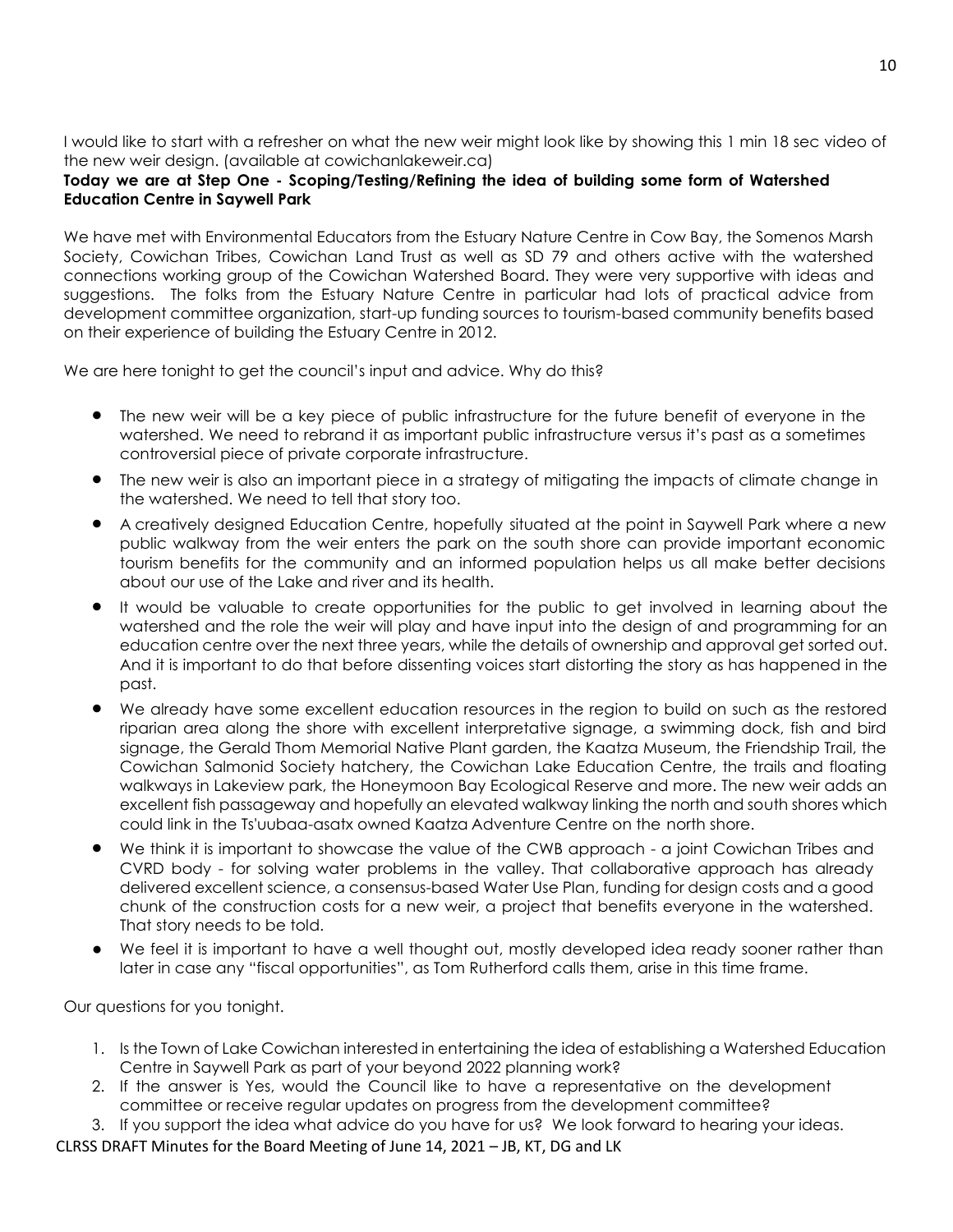I would like to start with a refresher on what the new weir might look like by showing this 1 min 18 sec video of the new weir design. (available at cowichanlakeweir.ca)

**Today we are at Step One - Scoping/Testing/Refining the idea of building some form of Watershed Education Centre in Saywell Park**

We have met with Environmental Educators from the Estuary Nature Centre in Cow Bay, the Somenos Marsh Society, Cowichan Tribes, Cowichan Land Trust as well as SD 79 and others active with the watershed connections working group of the Cowichan Watershed Board. They were very supportive with ideas and suggestions. The folks from the Estuary Nature Centre in particular had lots of practical advice from development committee organization, start-up funding sources to tourism-based community benefits based on their experience of building the Estuary Centre in 2012.

We are here tonight to get the council's input and advice. Why do this?

- The new weir will be a key piece of public infrastructure for the future benefit of everyone in the watershed. We need to rebrand it as important public infrastructure versus it's past as a sometimes controversial piece of private corporate infrastructure.
- The new weir is also an important piece in a strategy of mitigating the impacts of climate change in the watershed. We need to tell that story too.
- A creatively designed Education Centre, hopefully situated at the point in Saywell Park where a new public walkway from the weir enters the park on the south shore can provide important economic tourism benefits for the community and an informed population helps us all make better decisions about our use of the Lake and river and its health.
- It would be valuable to create opportunities for the public to get involved in learning about the watershed and the role the weir will play and have input into the design of and programming for an education centre over the next three years, while the details of ownership and approval get sorted out. And it is important to do that before dissenting voices start distorting the story as has happened in the past.
- We already have some excellent education resources in the region to build on such as the restored riparian area along the shore with excellent interpretative signage, a swimming dock, fish and bird signage, the Gerald Thom Memorial Native Plant garden, the Kaatza Museum, the Friendship Trail, the Cowichan Salmonid Society hatchery, the Cowichan Lake Education Centre, the trails and floating walkways in Lakeview park, the Honeymoon Bay Ecological Reserve and more. The new weir adds an excellent fish passageway and hopefully an elevated walkway linking the north and south shores which could link in the Ts'uubaa-asatx owned Kaatza Adventure Centre on the north shore.
- We think it is important to showcase the value of the CWB approach - a joint Cowichan Tribes and CVRD body - for solving water problems in the valley. That collaborative approach has already delivered excellent science, a consensus-based Water Use Plan, funding for design costs and a good chunk of the construction costs for a new weir, a project that benefits everyone in the watershed. That story needs to be told.
- We feel it is important to have a well thought out, mostly developed idea ready sooner rather than later in case any "fiscal opportunities", as Tom Rutherford calls them, arise in this time frame.

Our questions for you tonight.

1. Is the Town of Lake Cowichan interested in entertaining the idea of establishing a Watershed Education Centre in Saywell Park as part of your beyond 2022 planning work?
2. If the answer is Yes, would the Council like to have a representative on the development committee or receive regular updates on progress from the development committee?
3. If you support the idea what advice do you have for us? We look forward to hearing your ideas.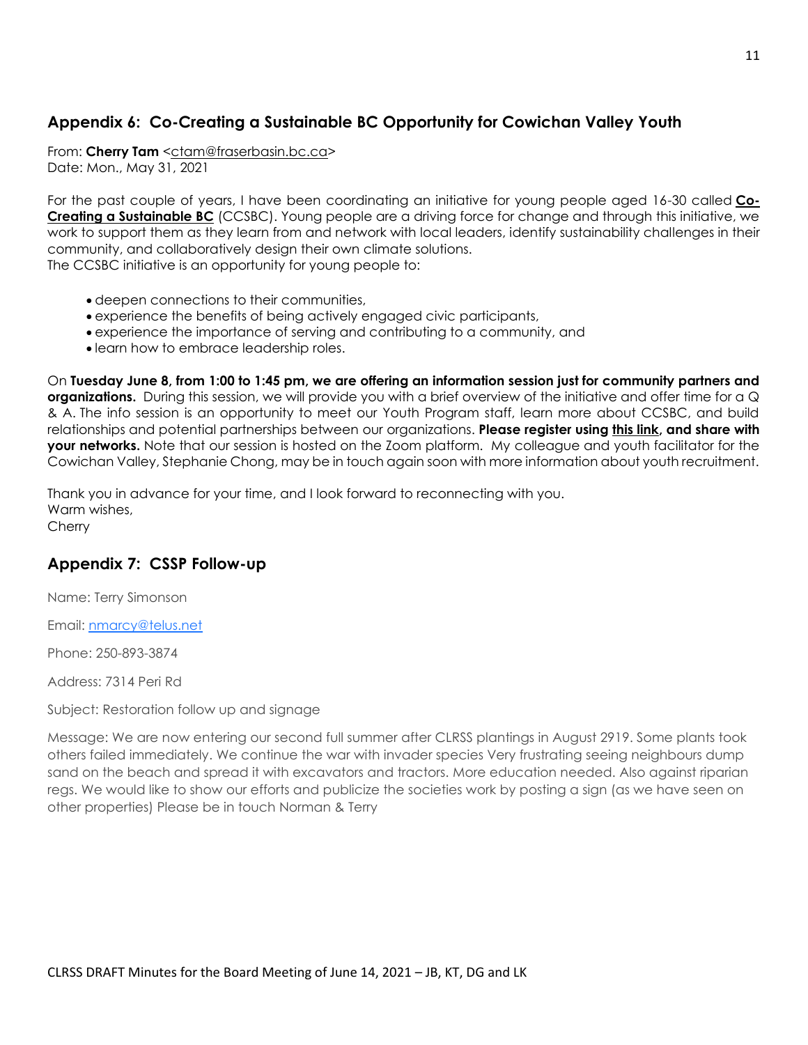## Appendix 6: Co-Creating a Sustainable BC Opportunity for Cowichan Valley Youth

From: **Cherry Tam** <ctam@fraserbasin.bc.ca>
Date: Mon., May 31, 2021

For the past couple of years, I have been coordinating an initiative for young people aged 16-30 called **Co-Creating a Sustainable BC** (CCSBC). Young people are a driving force for change and through this initiative, we work to support them as they learn from and network with local leaders, identify sustainability challenges in their community, and collaboratively design their own climate solutions.
The CCSBC initiative is an opportunity for young people to:

- deepen connections to their communities,
- experience the benefits of being actively engaged civic participants,
- experience the importance of serving and contributing to a community, and
- learn how to embrace leadership roles.

On **Tuesday June 8, from 1:00 to 1:45 pm, we are offering an information session just for community partners and organizations.** During this session, we will provide you with a brief overview of the initiative and offer time for a Q & A. The info session is an opportunity to meet our Youth Program staff, learn more about CCSBC, and build relationships and potential partnerships between our organizations. **Please register using this link, and share with your networks.** Note that our session is hosted on the Zoom platform. My colleague and youth facilitator for the Cowichan Valley, Stephanie Chong, may be in touch again soon with more information about youth recruitment.

Thank you in advance for your time, and I look forward to reconnecting with you.
Warm wishes,
Cherry

## Appendix 7: CSSP Follow-up

Name: Terry Simonson

Email: nmarcy@telus.net

Phone: 250-893-3874

Address: 7314 Peri Rd

Subject: Restoration follow up and signage

Message: We are now entering our second full summer after CLRSS plantings in August 2919. Some plants took others failed immediately. We continue the war with invader species Very frustrating seeing neighbours dump sand on the beach and spread it with excavators and tractors. More education needed. Also against riparian regs. We would like to show our efforts and publicize the societies work by posting a sign (as we have seen on other properties) Please be in touch Norman & Terry